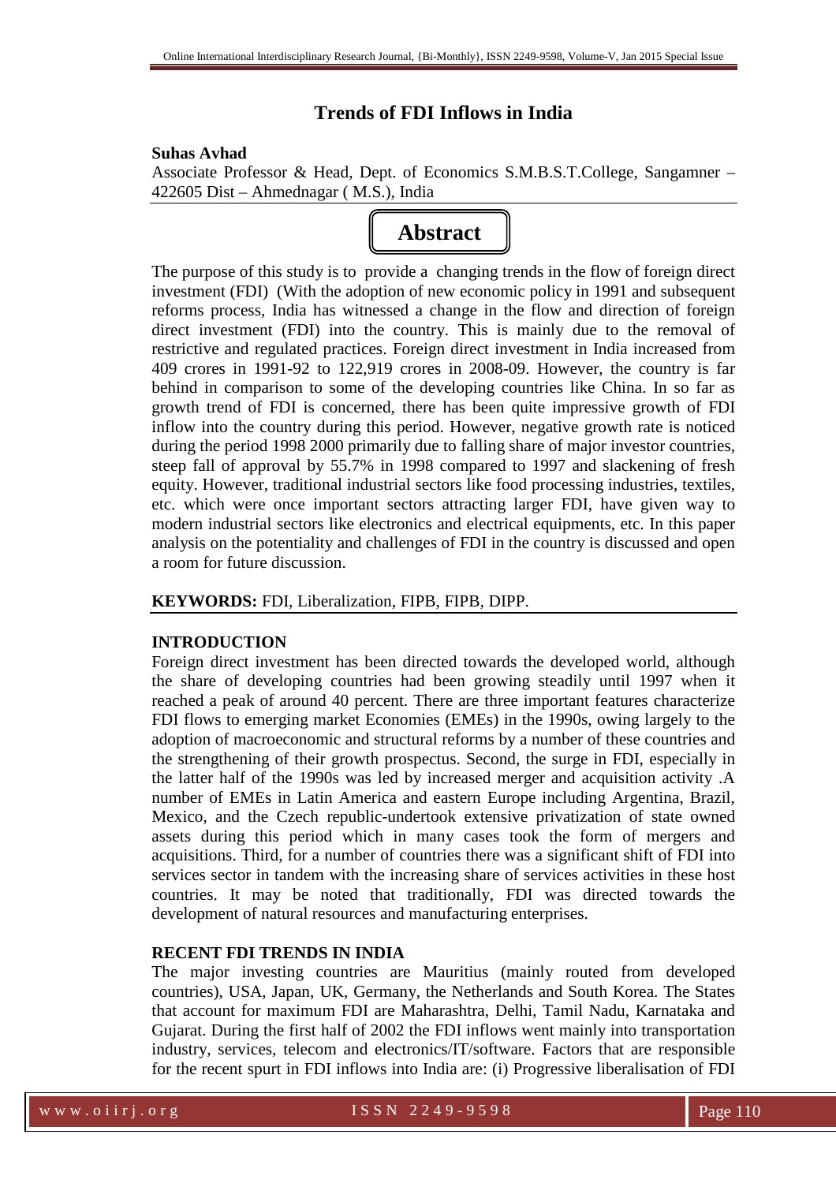# Trends of FDI Inflows in India

**Suhas Avhad**

Associate Professor & Head, Dept. of Economics S.M.B.S.T.College, Sangamner – 422605 Dist – Ahmednagar ( M.S.), India

## Abstract

The purpose of this study is to provide a changing trends in the flow of foreign direct investment (FDI) (With the adoption of new economic policy in 1991 and subsequent reforms process, India has witnessed a change in the flow and direction of foreign direct investment (FDI) into the country. This is mainly due to the removal of restrictive and regulated practices. Foreign direct investment in India increased from 409 crores in 1991-92 to 122,919 crores in 2008-09. However, the country is far behind in comparison to some of the developing countries like China. In so far as growth trend of FDI is concerned, there has been quite impressive growth of FDI inflow into the country during this period. However, negative growth rate is noticed during the period 1998 2000 primarily due to falling share of major investor countries, steep fall of approval by 55.7% in 1998 compared to 1997 and slackening of fresh equity. However, traditional industrial sectors like food processing industries, textiles, etc. which were once important sectors attracting larger FDI, have given way to modern industrial sectors like electronics and electrical equipments, etc. In this paper analysis on the potentiality and challenges of FDI in the country is discussed and open a room for future discussion.

**KEYWORDS:** FDI, Liberalization, FIPB, FIPB, DIPP.

## INTRODUCTION

Foreign direct investment has been directed towards the developed world, although the share of developing countries had been growing steadily until 1997 when it reached a peak of around 40 percent. There are three important features characterize FDI flows to emerging market Economies (EMEs) in the 1990s, owing largely to the adoption of macroeconomic and structural reforms by a number of these countries and the strengthening of their growth prospectus. Second, the surge in FDI, especially in the latter half of the 1990s was led by increased merger and acquisition activity .A number of EMEs in Latin America and eastern Europe including Argentina, Brazil, Mexico, and the Czech republic-undertook extensive privatization of state owned assets during this period which in many cases took the form of mergers and acquisitions. Third, for a number of countries there was a significant shift of FDI into services sector in tandem with the increasing share of services activities in these host countries. It may be noted that traditionally, FDI was directed towards the development of natural resources and manufacturing enterprises.

## RECENT FDI TRENDS IN INDIA

The major investing countries are Mauritius (mainly routed from developed countries), USA, Japan, UK, Germany, the Netherlands and South Korea. The States that account for maximum FDI are Maharashtra, Delhi, Tamil Nadu, Karnataka and Gujarat. During the first half of 2002 the FDI inflows went mainly into transportation industry, services, telecom and electronics/IT/software. Factors that are responsible for the recent spurt in FDI inflows into India are: (i) Progressive liberalisation of FDI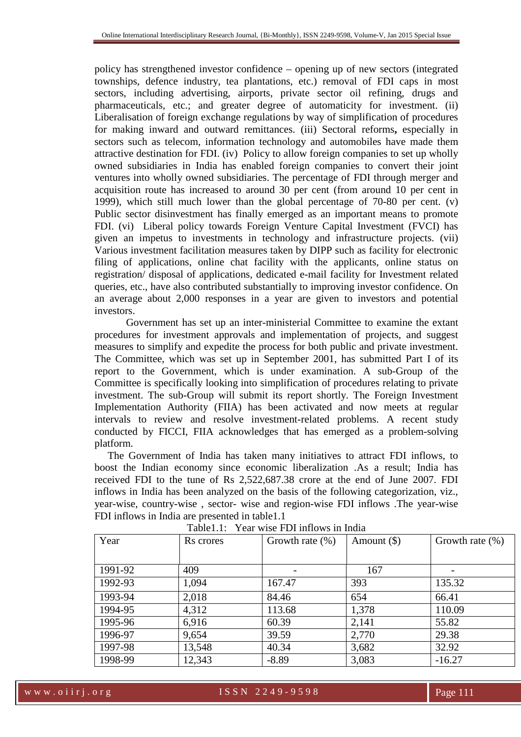policy has strengthened investor confidence – opening up of new sectors (integrated townships, defence industry, tea plantations, etc.) removal of FDI caps in most sectors, including advertising, airports, private sector oil refining, drugs and pharmaceuticals, etc.; and greater degree of automaticity for investment. (ii) Liberalisation of foreign exchange regulations by way of simplification of procedures for making inward and outward remittances. (iii) Sectoral reforms**,** especially in sectors such as telecom, information technology and automobiles have made them attractive destination for FDI. (iv) Policy to allow foreign companies to set up wholly owned subsidiaries in India has enabled foreign companies to convert their joint ventures into wholly owned subsidiaries. The percentage of FDI through merger and acquisition route has increased to around 30 per cent (from around 10 per cent in 1999), which still much lower than the global percentage of 70-80 per cent. (v) Public sector disinvestment has finally emerged as an important means to promote FDI. (vi) Liberal policy towards Foreign Venture Capital Investment (FVCI) has given an impetus to investments in technology and infrastructure projects. (vii) Various investment facilitation measures taken by DIPP such as facility for electronic filing of applications, online chat facility with the applicants, online status on registration/ disposal of applications, dedicated e-mail facility for Investment related queries, etc., have also contributed substantially to improving investor confidence. On an average about 2,000 responses in a year are given to investors and potential investors.

Government has set up an inter-ministerial Committee to examine the extant procedures for investment approvals and implementation of projects, and suggest measures to simplify and expedite the process for both public and private investment. The Committee, which was set up in September 2001, has submitted Part I of its report to the Government, which is under examination. A sub-Group of the Committee is specifically looking into simplification of procedures relating to private investment. The sub-Group will submit its report shortly. The Foreign Investment Implementation Authority (FIIA) has been activated and now meets at regular intervals to review and resolve investment-related problems. A recent study conducted by FICCI, FIIA acknowledges that has emerged as a problem-solving platform.

The Government of India has taken many initiatives to attract FDI inflows, to boost the Indian economy since economic liberalization .As a result; India has received FDI to the tune of Rs 2,522,687.38 crore at the end of June 2007. FDI inflows in India has been analyzed on the basis of the following categorization, viz., year-wise, country-wise , sector- wise and region-wise FDI inflows .The year-wise FDI inflows in India are presented in table1.1

Table1.1: Year wise FDI inflows in India

| Year | Rs crores | Growth rate (%) | Amount ($) | Growth rate (%) |
|---|---|---|---|---|
| 1991-92 | 409 | - | 167 | - |
| 1992-93 | 1,094 | 167.47 | 393 | 135.32 |
| 1993-94 | 2,018 | 84.46 | 654 | 66.41 |
| 1994-95 | 4,312 | 113.68 | 1,378 | 110.09 |
| 1995-96 | 6,916 | 60.39 | 2,141 | 55.82 |
| 1996-97 | 9,654 | 39.59 | 2,770 | 29.38 |
| 1997-98 | 13,548 | 40.34 | 3,682 | 32.92 |
| 1998-99 | 12,343 | -8.89 | 3,083 | -16.27 |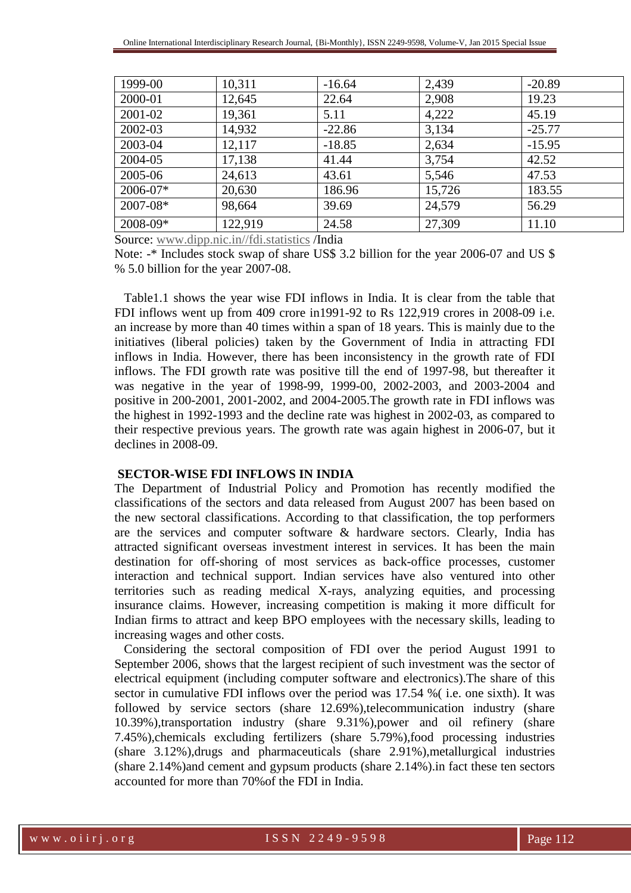| 1999-00 | 10,311 | -16.64 | 2,439 | -20.89 |
|---|---|---|---|---|
| 2000-01 | 12,645 | 22.64 | 2,908 | 19.23 |
| 2001-02 | 19,361 | 5.11 | 4,222 | 45.19 |
| 2002-03 | 14,932 | -22.86 | 3,134 | -25.77 |
| 2003-04 | 12,117 | -18.85 | 2,634 | -15.95 |
| 2004-05 | 17,138 | 41.44 | 3,754 | 42.52 |
| 2005-06 | 24,613 | 43.61 | 5,546 | 47.53 |
| 2006-07* | 20,630 | 186.96 | 15,726 | 183.55 |
| 2007-08* | 98,664 | 39.69 | 24,579 | 56.29 |
| 2008-09* | 122,919 | 24.58 | 27,309 | 11.10 |

Source: www.dipp.nic.in//fdi.statistics /India

Note: -* Includes stock swap of share US$ 3.2 billion for the year 2006-07 and US $ % 5.0 billion for the year 2007-08.

Table1.1 shows the year wise FDI inflows in India. It is clear from the table that FDI inflows went up from 409 crore in1991-92 to Rs 122,919 crores in 2008-09 i.e. an increase by more than 40 times within a span of 18 years. This is mainly due to the initiatives (liberal policies) taken by the Government of India in attracting FDI inflows in India. However, there has been inconsistency in the growth rate of FDI inflows. The FDI growth rate was positive till the end of 1997-98, but thereafter it was negative in the year of 1998-99, 1999-00, 2002-2003, and 2003-2004 and positive in 200-2001, 2001-2002, and 2004-2005.The growth rate in FDI inflows was the highest in 1992-1993 and the decline rate was highest in 2002-03, as compared to their respective previous years. The growth rate was again highest in 2006-07, but it declines in 2008-09.

**SECTOR-WISE FDI INFLOWS IN INDIA**

The Department of Industrial Policy and Promotion has recently modified the classifications of the sectors and data released from August 2007 has been based on the new sectoral classifications. According to that classification, the top performers are the services and computer software & hardware sectors. Clearly, India has attracted significant overseas investment interest in services. It has been the main destination for off-shoring of most services as back-office processes, customer interaction and technical support. Indian services have also ventured into other territories such as reading medical X-rays, analyzing equities, and processing insurance claims. However, increasing competition is making it more difficult for Indian firms to attract and keep BPO employees with the necessary skills, leading to increasing wages and other costs.

Considering the sectoral composition of FDI over the period August 1991 to September 2006, shows that the largest recipient of such investment was the sector of electrical equipment (including computer software and electronics).The share of this sector in cumulative FDI inflows over the period was 17.54 %( i.e. one sixth). It was followed by service sectors (share 12.69%),telecommunication industry (share 10.39%),transportation industry (share 9.31%),power and oil refinery (share 7.45%),chemicals excluding fertilizers (share 5.79%),food processing industries (share 3.12%),drugs and pharmaceuticals (share 2.91%),metallurgical industries (share 2.14%)and cement and gypsum products (share 2.14%).in fact these ten sectors accounted for more than 70%of the FDI in India.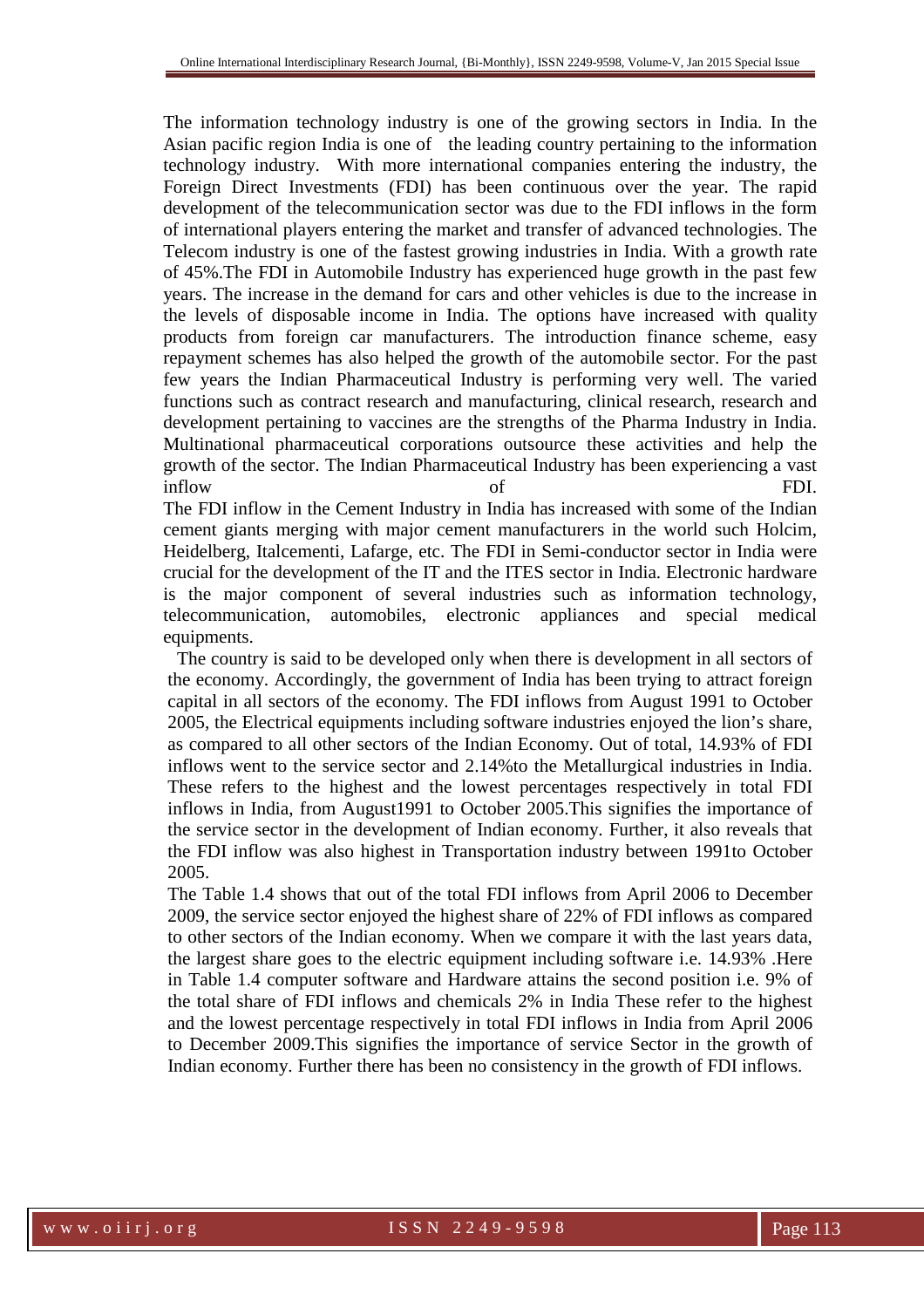The information technology industry is one of the growing sectors in India. In the Asian pacific region India is one of the leading country pertaining to the information technology industry. With more international companies entering the industry, the Foreign Direct Investments (FDI) has been continuous over the year. The rapid development of the telecommunication sector was due to the FDI inflows in the form of international players entering the market and transfer of advanced technologies. The Telecom industry is one of the fastest growing industries in India. With a growth rate of 45%.The FDI in Automobile Industry has experienced huge growth in the past few years. The increase in the demand for cars and other vehicles is due to the increase in the levels of disposable income in India. The options have increased with quality products from foreign car manufacturers. The introduction finance scheme, easy repayment schemes has also helped the growth of the automobile sector. For the past few years the Indian Pharmaceutical Industry is performing very well. The varied functions such as contract research and manufacturing, clinical research, research and development pertaining to vaccines are the strengths of the Pharma Industry in India. Multinational pharmaceutical corporations outsource these activities and help the growth of the sector. The Indian Pharmaceutical Industry has been experiencing a vast inflow of FDI.

The FDI inflow in the Cement Industry in India has increased with some of the Indian cement giants merging with major cement manufacturers in the world such Holcim, Heidelberg, Italcementi, Lafarge, etc. The FDI in Semi-conductor sector in India were crucial for the development of the IT and the ITES sector in India. Electronic hardware is the major component of several industries such as information technology, telecommunication, automobiles, electronic appliances and special medical equipments.

The country is said to be developed only when there is development in all sectors of the economy. Accordingly, the government of India has been trying to attract foreign capital in all sectors of the economy. The FDI inflows from August 1991 to October 2005, the Electrical equipments including software industries enjoyed the lion's share, as compared to all other sectors of the Indian Economy. Out of total, 14.93% of FDI inflows went to the service sector and 2.14%to the Metallurgical industries in India. These refers to the highest and the lowest percentages respectively in total FDI inflows in India, from August1991 to October 2005.This signifies the importance of the service sector in the development of Indian economy. Further, it also reveals that the FDI inflow was also highest in Transportation industry between 1991to October 2005.

The Table 1.4 shows that out of the total FDI inflows from April 2006 to December 2009, the service sector enjoyed the highest share of 22% of FDI inflows as compared to other sectors of the Indian economy. When we compare it with the last years data, the largest share goes to the electric equipment including software i.e. 14.93% .Here in Table 1.4 computer software and Hardware attains the second position i.e. 9% of the total share of FDI inflows and chemicals 2% in India These refer to the highest and the lowest percentage respectively in total FDI inflows in India from April 2006 to December 2009.This signifies the importance of service Sector in the growth of Indian economy. Further there has been no consistency in the growth of FDI inflows.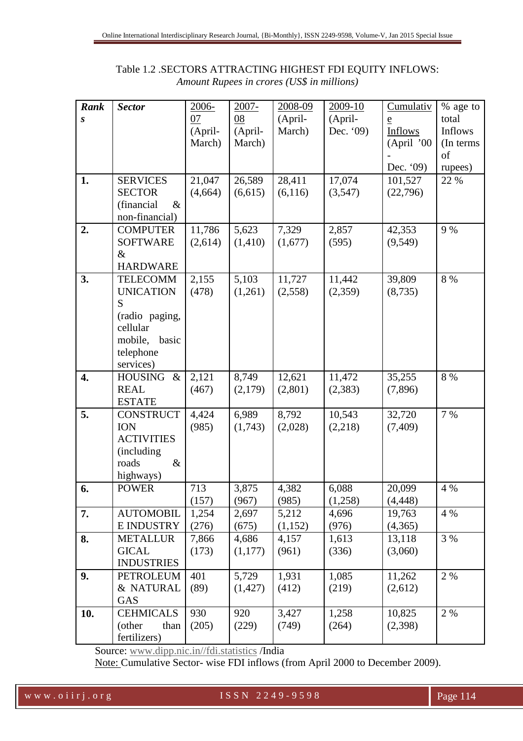Table 1.2 .SECTORS ATTRACTING HIGHEST FDI EQUITY INFLOWS:
*Amount Rupees in crores (US$ in millions)*

| ***Ranks*** | ***Sector*** | 2006-07 (April-March) | 2007-08 (April-March) | 2008-09 (April-March) | 2009-10 (April-Dec. '09) | Cumulative Inflows (April '00 - Dec. '09) | % age to total Inflows (In terms of rupees) |
|---|---|---|---|---|---|---|---|
| **1.** | SERVICES SECTOR (financial & non-financial) | 21,047 (4,664) | 26,589 (6,615) | 28,411 (6,116) | 17,074 (3,547) | 101,527 (22,796) | 22 % |
| **2.** | COMPUTER SOFTWARE & HARDWARE | 11,786 (2,614) | 5,623 (1,410) | 7,329 (1,677) | 2,857 (595) | 42,353 (9,549) | 9 % |
| **3.** | TELECOMMUNICATIONS (radio paging, cellular mobile, basic telephone services) | 2,155 (478) | 5,103 (1,261) | 11,727 (2,558) | 11,442 (2,359) | 39,809 (8,735) | 8 % |
| **4.** | HOUSING & REAL ESTATE | 2,121 (467) | 8,749 (2,179) | 12,621 (2,801) | 11,472 (2,383) | 35,255 (7,896) | 8 % |
| **5.** | CONSTRUCTION ACTIVITIES (including roads & highways) | 4,424 (985) | 6,989 (1,743) | 8,792 (2,028) | 10,543 (2,218) | 32,720 (7,409) | 7 % |
| **6.** | POWER | 713 (157) | 3,875 (967) | 4,382 (985) | 6,088 (1,258) | 20,099 (4,448) | 4 % |
| **7.** | AUTOMOBILE INDUSTRY | 1,254 (276) | 2,697 (675) | 5,212 (1,152) | 4,696 (976) | 19,763 (4,365) | 4 % |
| **8.** | METALLURGICAL INDUSTRIES | 7,866 (173) | 4,686 (1,177) | 4,157 (961) | 1,613 (336) | 13,118 (3,060) | 3 % |
| **9.** | PETROLEUM & NATURAL GAS | 401 (89) | 5,729 (1,427) | 1,931 (412) | 1,085 (219) | 11,262 (2,612) | 2 % |
| **10.** | CEHMICALS (other than fertilizers) | 930 (205) | 920 (229) | 3,427 (749) | 1,258 (264) | 10,825 (2,398) | 2 % |

Source: www.dipp.nic.in//fdi.statistics /India

Note: Cumulative Sector- wise FDI inflows (from April 2000 to December 2009).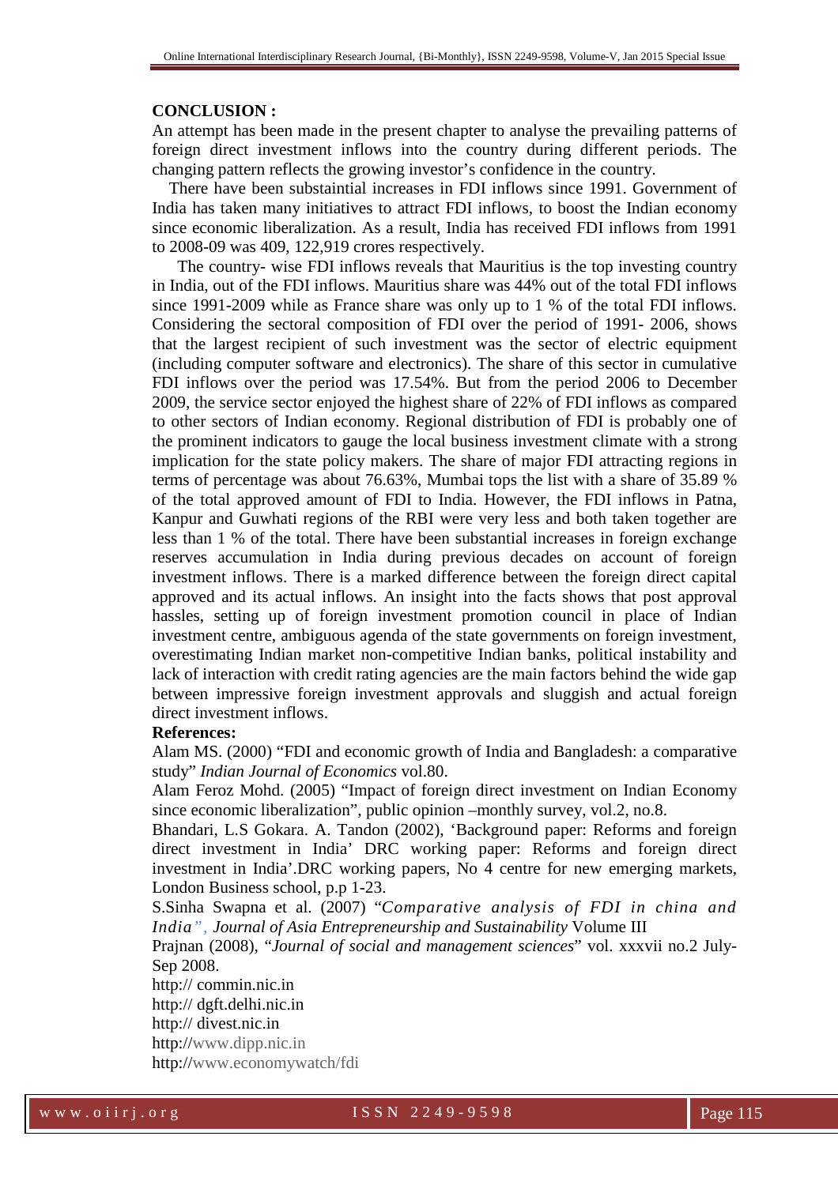**CONCLUSION :**

An attempt has been made in the present chapter to analyse the prevailing patterns of foreign direct investment inflows into the country during different periods. The changing pattern reflects the growing investor's confidence in the country.

There have been substaintial increases in FDI inflows since 1991. Government of India has taken many initiatives to attract FDI inflows, to boost the Indian economy since economic liberalization. As a result, India has received FDI inflows from 1991 to 2008-09 was 409, 122,919 crores respectively.

The country- wise FDI inflows reveals that Mauritius is the top investing country in India, out of the FDI inflows. Mauritius share was 44% out of the total FDI inflows since 1991-2009 while as France share was only up to 1 % of the total FDI inflows. Considering the sectoral composition of FDI over the period of 1991- 2006, shows that the largest recipient of such investment was the sector of electric equipment (including computer software and electronics). The share of this sector in cumulative FDI inflows over the period was 17.54%. But from the period 2006 to December 2009, the service sector enjoyed the highest share of 22% of FDI inflows as compared to other sectors of Indian economy. Regional distribution of FDI is probably one of the prominent indicators to gauge the local business investment climate with a strong implication for the state policy makers. The share of major FDI attracting regions in terms of percentage was about 76.63%, Mumbai tops the list with a share of 35.89 % of the total approved amount of FDI to India. However, the FDI inflows in Patna, Kanpur and Guwhati regions of the RBI were very less and both taken together are less than 1 % of the total. There have been substantial increases in foreign exchange reserves accumulation in India during previous decades on account of foreign investment inflows. There is a marked difference between the foreign direct capital approved and its actual inflows. An insight into the facts shows that post approval hassles, setting up of foreign investment promotion council in place of Indian investment centre, ambiguous agenda of the state governments on foreign investment, overestimating Indian market non-competitive Indian banks, political instability and lack of interaction with credit rating agencies are the main factors behind the wide gap between impressive foreign investment approvals and sluggish and actual foreign direct investment inflows.

**References:**

Alam MS. (2000) "FDI and economic growth of India and Bangladesh: a comparative study" *Indian Journal of Economics* vol.80.

Alam Feroz Mohd. (2005) "Impact of foreign direct investment on Indian Economy since economic liberalization", public opinion –monthly survey, vol.2, no.8.

Bhandari, L.S Gokara. A. Tandon (2002), 'Background paper: Reforms and foreign direct investment in India' DRC working paper: Reforms and foreign direct investment in India'.DRC working papers, No 4 centre for new emerging markets, London Business school, p.p 1-23.

S.Sinha Swapna et al. (2007) "*Comparative analysis of FDI in china and India*", *Journal of Asia Entrepreneurship and Sustainability* Volume III

Prajnan (2008), "*Journal of social and management sciences*" vol. xxxvii no.2 July-Sep 2008.

http:// commin.nic.in

http:// dgft.delhi.nic.in

http:// divest.nic.in

http://www.dipp.nic.in

http://www.economywatch/fdi